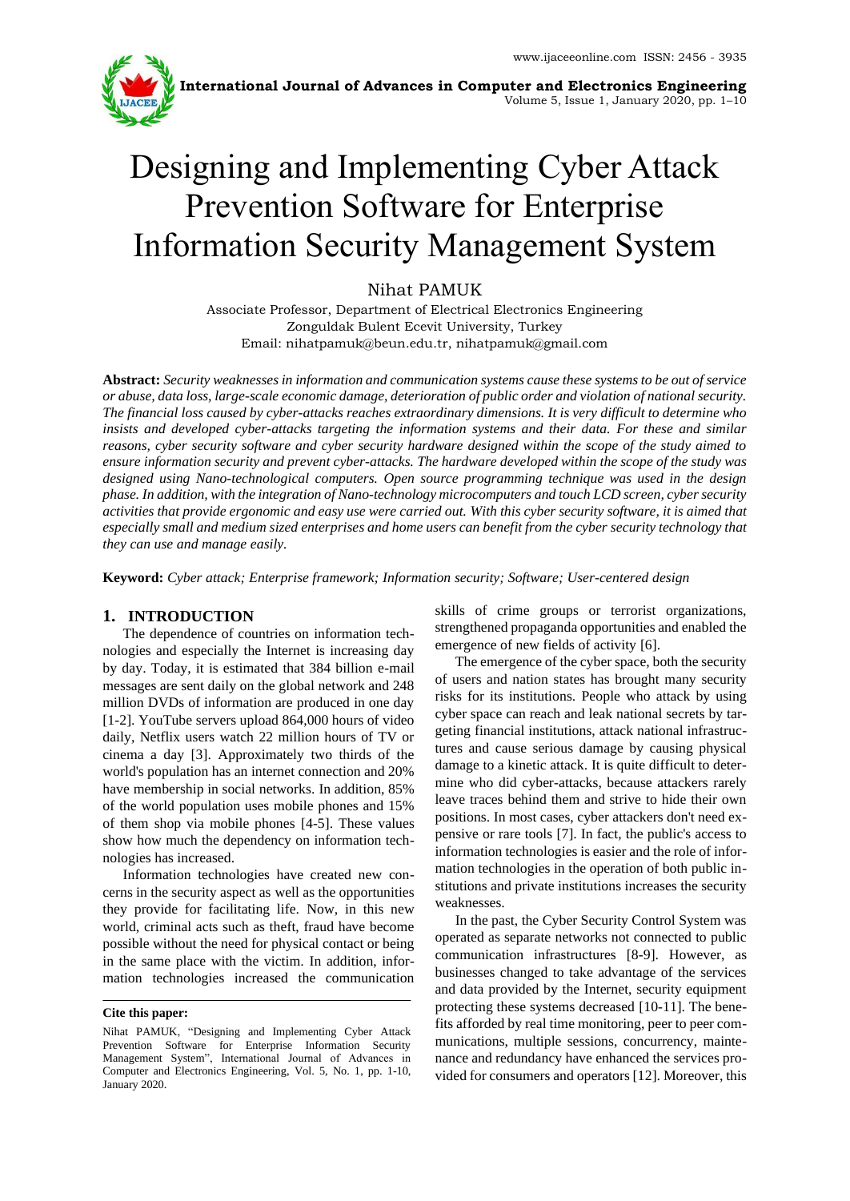# Designing and Implementing Cyber Attack Prevention Software for Enterprise Information Security Management System

Nihat PAMUK

Associate Professor, Department of Electrical Electronics Engineering
Zonguldak Bulent Ecevit University, Turkey
Email: nihatpamuk@beun.edu.tr, nihatpamuk@gmail.com

**Abstract:** *Security weaknesses in information and communication systems cause these systems to be out of service or abuse, data loss, large-scale economic damage, deterioration of public order and violation of national security. The financial loss caused by cyber-attacks reaches extraordinary dimensions. It is very difficult to determine who insists and developed cyber-attacks targeting the information systems and their data. For these and similar reasons, cyber security software and cyber security hardware designed within the scope of the study aimed to ensure information security and prevent cyber-attacks. The hardware developed within the scope of the study was designed using Nano-technological computers. Open source programming technique was used in the design phase. In addition, with the integration of Nano-technology microcomputers and touch LCD screen, cyber security activities that provide ergonomic and easy use were carried out. With this cyber security software, it is aimed that especially small and medium sized enterprises and home users can benefit from the cyber security technology that they can use and manage easily.*

**Keyword:** *Cyber attack; Enterprise framework; Information security; Software; User-centered design*

## 1. INTRODUCTION

The dependence of countries on information technologies and especially the Internet is increasing day by day. Today, it is estimated that 384 billion e-mail messages are sent daily on the global network and 248 million DVDs of information are produced in one day [1-2]. YouTube servers upload 864,000 hours of video daily, Netflix users watch 22 million hours of TV or cinema a day [3]. Approximately two thirds of the world's population has an internet connection and 20% have membership in social networks. In addition, 85% of the world population uses mobile phones and 15% of them shop via mobile phones [4-5]. These values show how much the dependency on information technologies has increased.

Information technologies have created new concerns in the security aspect as well as the opportunities they provide for facilitating life. Now, in this new world, criminal acts such as theft, fraud have become possible without the need for physical contact or being in the same place with the victim. In addition, information technologies increased the communication skills of crime groups or terrorist organizations, strengthened propaganda opportunities and enabled the emergence of new fields of activity [6].

The emergence of the cyber space, both the security of users and nation states has brought many security risks for its institutions. People who attack by using cyber space can reach and leak national secrets by targeting financial institutions, attack national infrastructures and cause serious damage by causing physical damage to a kinetic attack. It is quite difficult to determine who did cyber-attacks, because attackers rarely leave traces behind them and strive to hide their own positions. In most cases, cyber attackers don't need expensive or rare tools [7]. In fact, the public's access to information technologies is easier and the role of information technologies in the operation of both public institutions and private institutions increases the security weaknesses.

In the past, the Cyber Security Control System was operated as separate networks not connected to public communication infrastructures [8-9]. However, as businesses changed to take advantage of the services and data provided by the Internet, security equipment protecting these systems decreased [10-11]. The benefits afforded by real time monitoring, peer to peer communications, multiple sessions, concurrency, maintenance and redundancy have enhanced the services provided for consumers and operators [12]. Moreover, this

**Cite this paper:**

Nihat PAMUK, "Designing and Implementing Cyber Attack Prevention Software for Enterprise Information Security Management System", International Journal of Advances in Computer and Electronics Engineering, Vol. 5, No. 1, pp. 1-10, January 2020.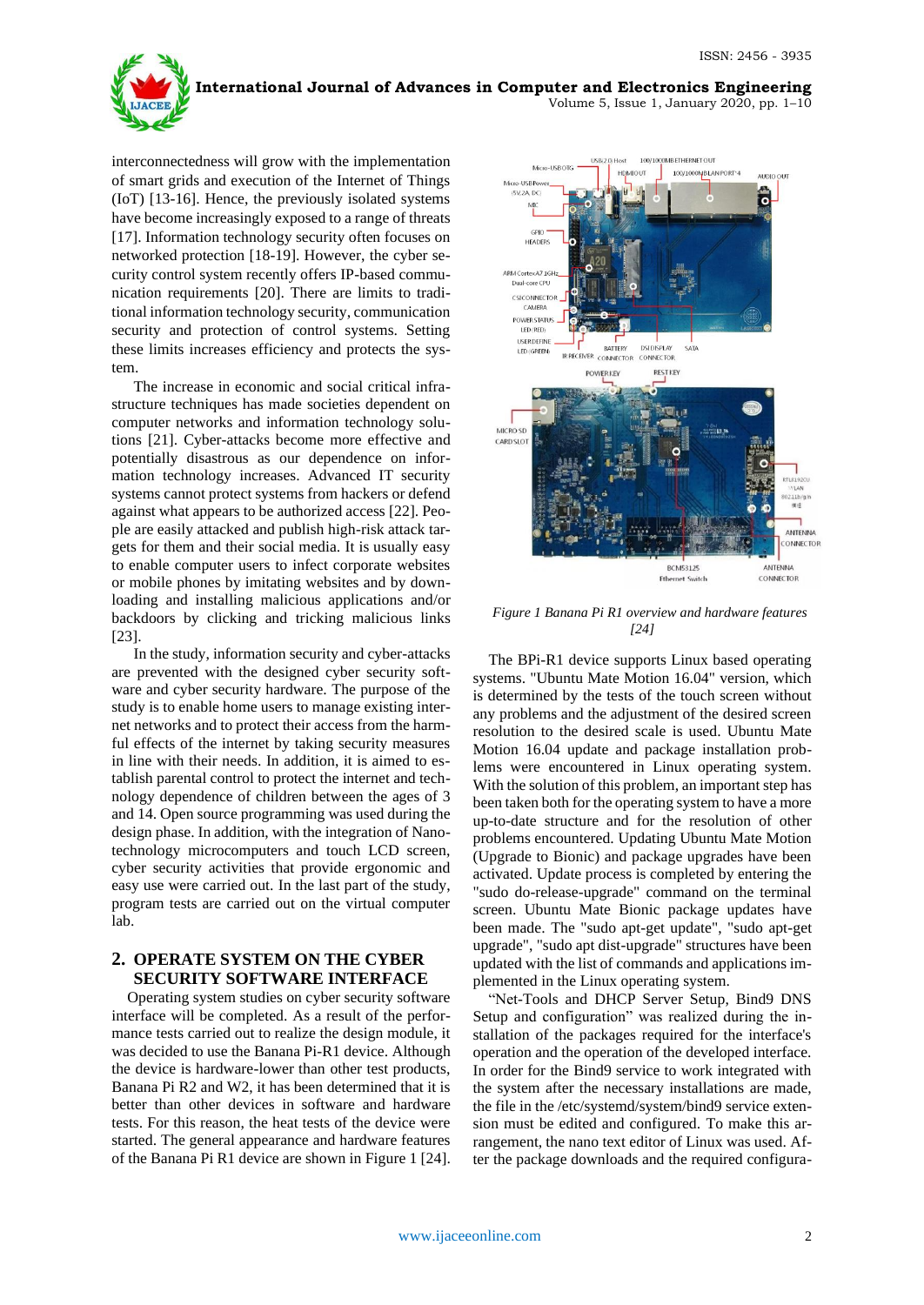interconnectedness will grow with the implementation of smart grids and execution of the Internet of Things (IoT) [13-16]. Hence, the previously isolated systems have become increasingly exposed to a range of threats [17]. Information technology security often focuses on networked protection [18-19]. However, the cyber security control system recently offers IP-based communication requirements [20]. There are limits to traditional information technology security, communication security and protection of control systems. Setting these limits increases efficiency and protects the system.

The increase in economic and social critical infrastructure techniques has made societies dependent on computer networks and information technology solutions [21]. Cyber-attacks become more effective and potentially disastrous as our dependence on information technology increases. Advanced IT security systems cannot protect systems from hackers or defend against what appears to be authorized access [22]. People are easily attacked and publish high-risk attack targets for them and their social media. It is usually easy to enable computer users to infect corporate websites or mobile phones by imitating websites and by downloading and installing malicious applications and/or backdoors by clicking and tricking malicious links [23].

In the study, information security and cyber-attacks are prevented with the designed cyber security software and cyber security hardware. The purpose of the study is to enable home users to manage existing internet networks and to protect their access from the harmful effects of the internet by taking security measures in line with their needs. In addition, it is aimed to establish parental control to protect the internet and technology dependence of children between the ages of 3 and 14. Open source programming was used during the design phase. In addition, with the integration of Nanotechnology microcomputers and touch LCD screen, cyber security activities that provide ergonomic and easy use were carried out. In the last part of the study, program tests are carried out on the virtual computer lab.

## 2. OPERATE SYSTEM ON THE CYBER SECURITY SOFTWARE INTERFACE

Operating system studies on cyber security software interface will be completed. As a result of the performance tests carried out to realize the design module, it was decided to use the Banana Pi-R1 device. Although the device is hardware-lower than other test products, Banana Pi R2 and W2, it has been determined that it is better than other devices in software and hardware tests. For this reason, the heat tests of the device were started. The general appearance and hardware features of the Banana Pi R1 device are shown in Figure 1 [24].

*Figure 1 Banana Pi R1 overview and hardware features [24]*

The BPi-R1 device supports Linux based operating systems. "Ubuntu Mate Motion 16.04" version, which is determined by the tests of the touch screen without any problems and the adjustment of the desired screen resolution to the desired scale is used. Ubuntu Mate Motion 16.04 update and package installation problems were encountered in Linux operating system. With the solution of this problem, an important step has been taken both for the operating system to have a more up-to-date structure and for the resolution of other problems encountered. Updating Ubuntu Mate Motion (Upgrade to Bionic) and package upgrades have been activated. Update process is completed by entering the "sudo do-release-upgrade" command on the terminal screen. Ubuntu Mate Bionic package updates have been made. The "sudo apt-get update", "sudo apt-get upgrade", "sudo apt dist-upgrade" structures have been updated with the list of commands and applications implemented in the Linux operating system.

"Net-Tools and DHCP Server Setup, Bind9 DNS Setup and configuration" was realized during the installation of the packages required for the interface's operation and the operation of the developed interface. In order for the Bind9 service to work integrated with the system after the necessary installations are made, the file in the /etc/systemd/system/bind9 service extension must be edited and configured. To make this arrangement, the nano text editor of Linux was used. After the package downloads and the required configura-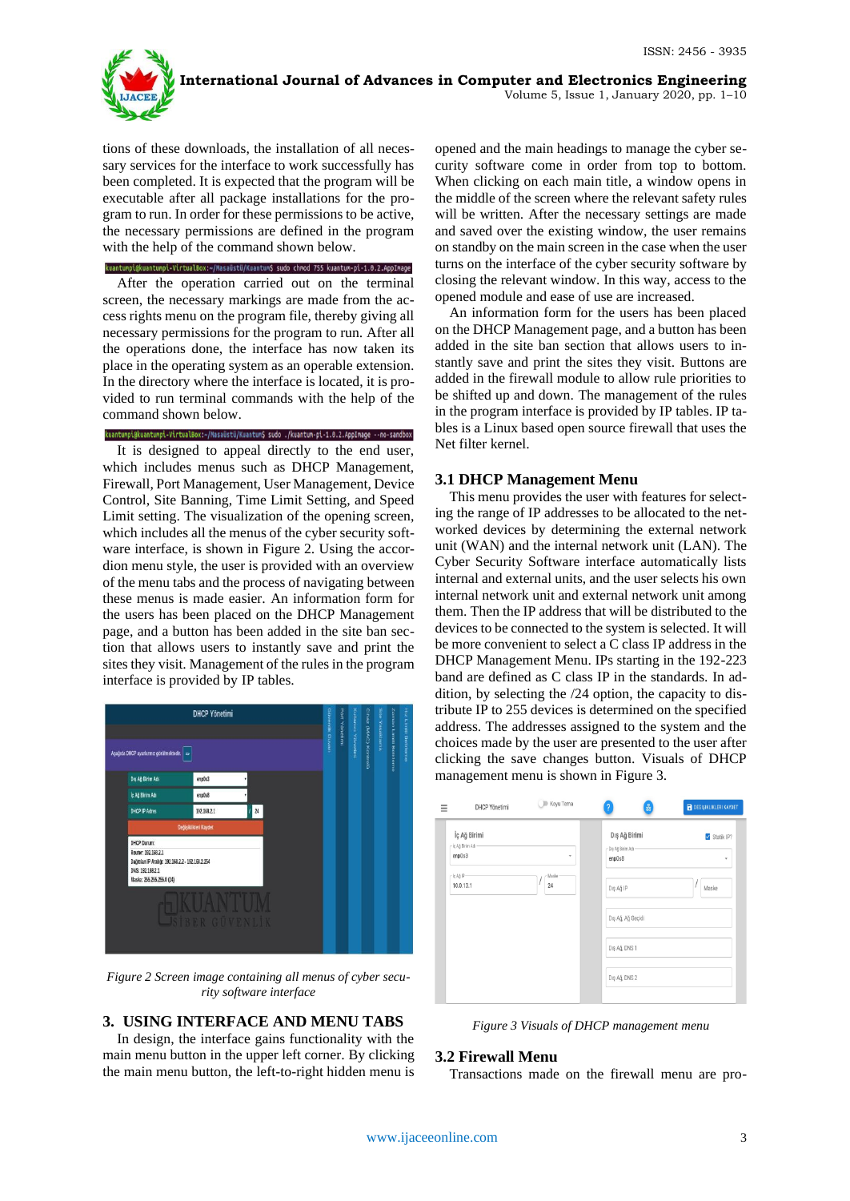tions of these downloads, the installation of all necessary services for the interface to work successfully has been completed. It is expected that the program will be executable after all package installations for the program to run. In order for these permissions to be active, the necessary permissions are defined in the program with the help of the command shown below.

```
kuantumpl@kuantumpl-VirtualBox:~/Masaüstü/Kuantum$ sudo chmod 755 kuantum-pl-1.0.2.AppImage
```

After the operation carried out on the terminal screen, the necessary markings are made from the access rights menu on the program file, thereby giving all necessary permissions for the program to run. After all the operations done, the interface has now taken its place in the operating system as an operable extension. In the directory where the interface is located, it is provided to run terminal commands with the help of the command shown below.

```
kuantumpl@kuantumpl-VirtualBox:~/Masaüstü/Kuantum$ sudo ./kuantum-pl-1.0.2.AppImage --no-sandbox
```

It is designed to appeal directly to the end user, which includes menus such as DHCP Management, Firewall, Port Management, User Management, Device Control, Site Banning, Time Limit Setting, and Speed Limit setting. The visualization of the opening screen, which includes all the menus of the cyber security software interface, is shown in Figure 2. Using the accordion menu style, the user is provided with an overview of the menu tabs and the process of navigating between these menus is made easier. An information form for the users has been placed on the DHCP Management page, and a button has been added in the site ban section that allows users to instantly save and print the sites they visit. Management of the rules in the program interface is provided by IP tables.

*Figure 2 Screen image containing all menus of cyber security software interface*

## 3. USING INTERFACE AND MENU TABS

In design, the interface gains functionality with the main menu button in the upper left corner. By clicking the main menu button, the left-to-right hidden menu is opened and the main headings to manage the cyber security software come in order from top to bottom. When clicking on each main title, a window opens in the middle of the screen where the relevant safety rules will be written. After the necessary settings are made and saved over the existing window, the user remains on standby on the main screen in the case when the user turns on the interface of the cyber security software by closing the relevant window. In this way, access to the opened module and ease of use are increased.

An information form for the users has been placed on the DHCP Management page, and a button has been added in the site ban section that allows users to instantly save and print the sites they visit. Buttons are added in the firewall module to allow rule priorities to be shifted up and down. The management of the rules in the program interface is provided by IP tables. IP tables is a Linux based open source firewall that uses the Net filter kernel.

### 3.1 DHCP Management Menu

This menu provides the user with features for selecting the range of IP addresses to be allocated to the networked devices by determining the external network unit (WAN) and the internal network unit (LAN). The Cyber Security Software interface automatically lists internal and external units, and the user selects his own internal network unit and external network unit among them. Then the IP address that will be distributed to the devices to be connected to the system is selected. It will be more convenient to select a C class IP address in the DHCP Management Menu. IPs starting in the 192-223 band are defined as C class IP in the standards. In addition, by selecting the /24 option, the capacity to distribute IP to 255 devices is determined on the specified address. The addresses assigned to the system and the choices made by the user are presented to the user after clicking the save changes button. Visuals of DHCP management menu is shown in Figure 3.

*Figure 3 Visuals of DHCP management menu*

### 3.2 Firewall Menu

Transactions made on the firewall menu are pro-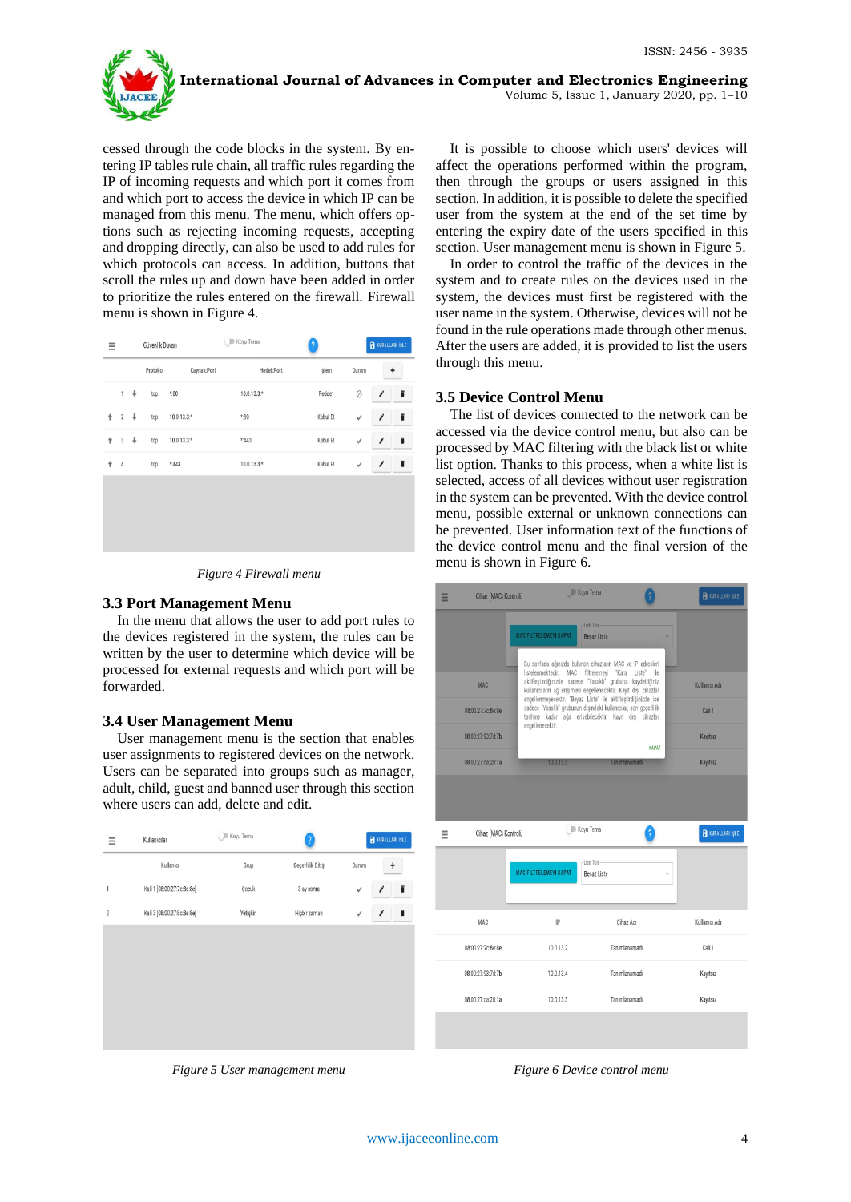cessed through the code blocks in the system. By entering IP tables rule chain, all traffic rules regarding the IP of incoming requests and which port it comes from and which port to access the device in which IP can be managed from this menu. The menu, which offers options such as rejecting incoming requests, accepting and dropping directly, can also be used to add rules for which protocols can access. In addition, buttons that scroll the rules up and down have been added in order to prioritize the rules entered on the firewall. Firewall menu is shown in Figure 4.

*Figure 4 Firewall menu*

### 3.3 Port Management Menu

In the menu that allows the user to add port rules to the devices registered in the system, the rules can be written by the user to determine which device will be processed for external requests and which port will be forwarded.

### 3.4 User Management Menu

User management menu is the section that enables user assignments to registered devices on the network. Users can be separated into groups such as manager, adult, child, guest and banned user through this section where users can add, delete and edit.

*Figure 5 User management menu*

It is possible to choose which users' devices will affect the operations performed within the program, then through the groups or users assigned in this section. In addition, it is possible to delete the specified user from the system at the end of the set time by entering the expiry date of the users specified in this section. User management menu is shown in Figure 5.

In order to control the traffic of the devices in the system and to create rules on the devices used in the system, the devices must first be registered with the user name in the system. Otherwise, devices will not be found in the rule operations made through other menus. After the users are added, it is provided to list the users through this menu.

### 3.5 Device Control Menu

The list of devices connected to the network can be accessed via the device control menu, but also can be processed by MAC filtering with the black list or white list option. Thanks to this process, when a white list is selected, access of all devices without user registration in the system can be prevented. With the device control menu, possible external or unknown connections can be prevented. User information text of the functions of the device control menu and the final version of the menu is shown in Figure 6.

*Figure 6 Device control menu*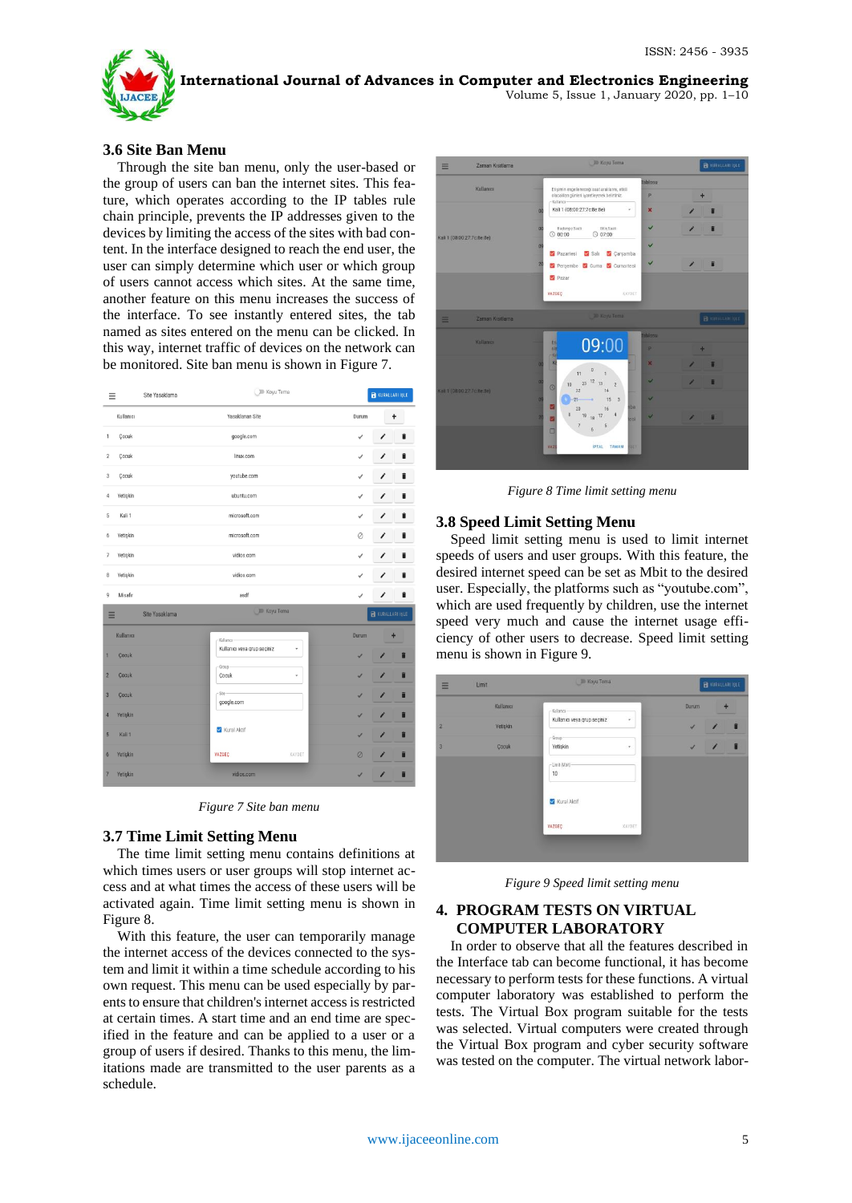### 3.6 Site Ban Menu

Through the site ban menu, only the user-based or the group of users can ban the internet sites. This feature, which operates according to the IP tables rule chain principle, prevents the IP addresses given to the devices by limiting the access of the sites with bad content. In the interface designed to reach the end user, the user can simply determine which user or which group of users cannot access which sites. At the same time, another feature on this menu increases the success of the interface. To see instantly entered sites, the tab named as sites entered on the menu can be clicked. In this way, internet traffic of devices on the network can be monitored. Site ban menu is shown in Figure 7.

*Figure 7 Site ban menu*

### 3.7 Time Limit Setting Menu

The time limit setting menu contains definitions at which times users or user groups will stop internet access and at what times the access of these users will be activated again. Time limit setting menu is shown in Figure 8.

With this feature, the user can temporarily manage the internet access of the devices connected to the system and limit it within a time schedule according to his own request. This menu can be used especially by parents to ensure that children's internet access is restricted at certain times. A start time and an end time are specified in the feature and can be applied to a user or a group of users if desired. Thanks to this menu, the limitations made are transmitted to the user parents as a schedule.

*Figure 8 Time limit setting menu*

### 3.8 Speed Limit Setting Menu

Speed limit setting menu is used to limit internet speeds of users and user groups. With this feature, the desired internet speed can be set as Mbit to the desired user. Especially, the platforms such as "youtube.com", which are used frequently by children, use the internet speed very much and cause the internet usage efficiency of other users to decrease. Speed limit setting menu is shown in Figure 9.

*Figure 9 Speed limit setting menu*

## 4. PROGRAM TESTS ON VIRTUAL COMPUTER LABORATORY

In order to observe that all the features described in the Interface tab can become functional, it has become necessary to perform tests for these functions. A virtual computer laboratory was established to perform the tests. The Virtual Box program suitable for the tests was selected. Virtual computers were created through the Virtual Box program and cyber security software was tested on the computer. The virtual network labor-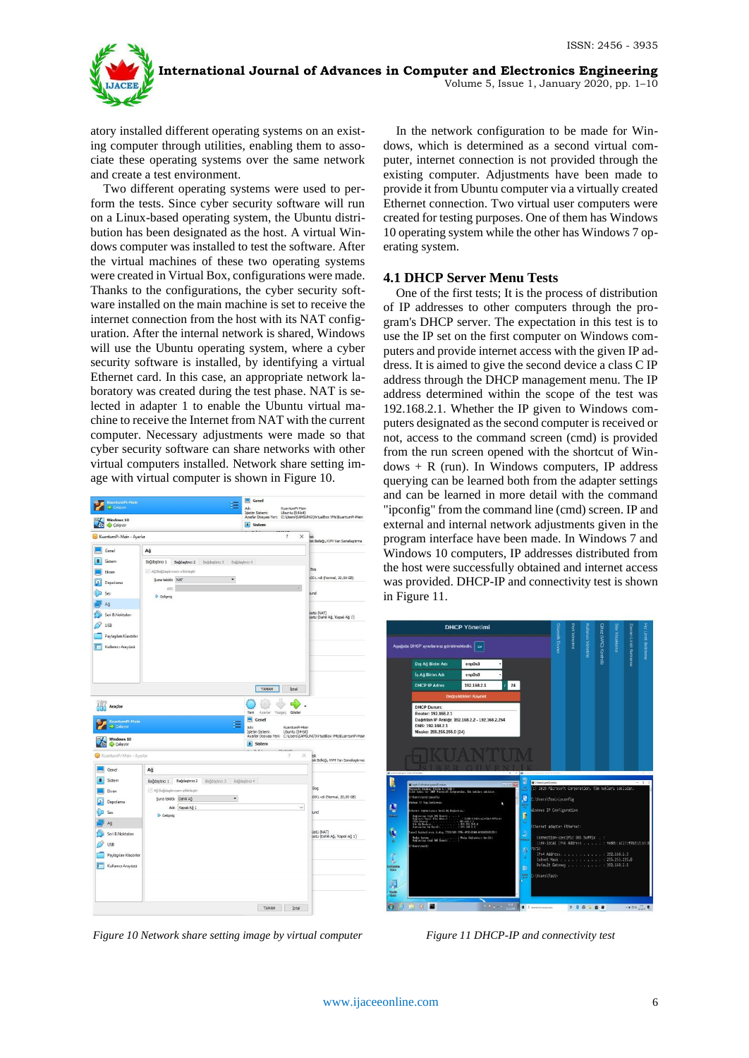atory installed different operating systems on an existing computer through utilities, enabling them to associate these operating systems over the same network and create a test environment.

Two different operating systems were used to perform the tests. Since cyber security software will run on a Linux-based operating system, the Ubuntu distribution has been designated as the host. A virtual Windows computer was installed to test the software. After the virtual machines of these two operating systems were created in Virtual Box, configurations were made. Thanks to the configurations, the cyber security software installed on the main machine is set to receive the internet connection from the host with its NAT configuration. After the internal network is shared, Windows will use the Ubuntu operating system, where a cyber security software is installed, by identifying a virtual Ethernet card. In this case, an appropriate network laboratory was created during the test phase. NAT is selected in adapter 1 to enable the Ubuntu virtual machine to receive the Internet from NAT with the current computer. Necessary adjustments were made so that cyber security software can share networks with other virtual computers installed. Network share setting image with virtual computer is shown in Figure 10.

*Figure 10 Network share setting image by virtual computer*

In the network configuration to be made for Windows, which is determined as a second virtual computer, internet connection is not provided through the existing computer. Adjustments have been made to provide it from Ubuntu computer via a virtually created Ethernet connection. Two virtual user computers were created for testing purposes. One of them has Windows 10 operating system while the other has Windows 7 operating system.

### 4.1 DHCP Server Menu Tests

One of the first tests; It is the process of distribution of IP addresses to other computers through the program's DHCP server. The expectation in this test is to use the IP set on the first computer on Windows computers and provide internet access with the given IP address. It is aimed to give the second device a class C IP address through the DHCP management menu. The IP address determined within the scope of the test was 192.168.2.1. Whether the IP given to Windows computers designated as the second computer is received or not, access to the command screen (cmd) is provided from the run screen opened with the shortcut of Windows + R (run). In Windows computers, IP address querying can be learned both from the adapter settings and can be learned in more detail with the command "ipconfig" from the command line (cmd) screen. IP and external and internal network adjustments given in the program interface have been made. In Windows 7 and Windows 10 computers, IP addresses distributed from the host were successfully obtained and internet access was provided. DHCP-IP and connectivity test is shown in Figure 11.

*Figure 11 DHCP-IP and connectivity test*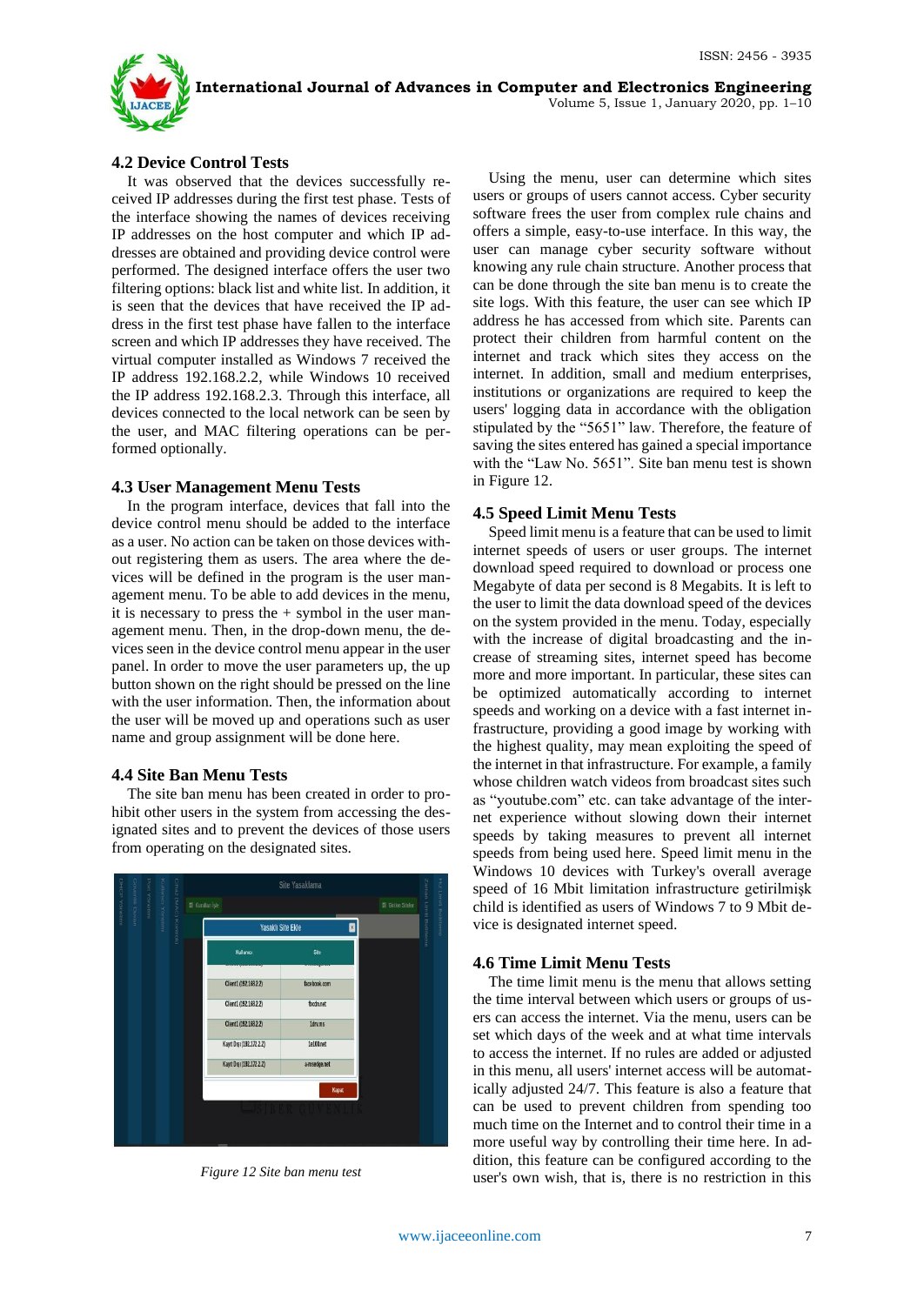### 4.2 Device Control Tests

It was observed that the devices successfully received IP addresses during the first test phase. Tests of the interface showing the names of devices receiving IP addresses on the host computer and which IP addresses are obtained and providing device control were performed. The designed interface offers the user two filtering options: black list and white list. In addition, it is seen that the devices that have received the IP address in the first test phase have fallen to the interface screen and which IP addresses they have received. The virtual computer installed as Windows 7 received the IP address 192.168.2.2, while Windows 10 received the IP address 192.168.2.3. Through this interface, all devices connected to the local network can be seen by the user, and MAC filtering operations can be performed optionally.

### 4.3 User Management Menu Tests

In the program interface, devices that fall into the device control menu should be added to the interface as a user. No action can be taken on those devices without registering them as users. The area where the devices will be defined in the program is the user management menu. To be able to add devices in the menu, it is necessary to press the + symbol in the user management menu. Then, in the drop-down menu, the devices seen in the device control menu appear in the user panel. In order to move the user parameters up, the up button shown on the right should be pressed on the line with the user information. Then, the information about the user will be moved up and operations such as user name and group assignment will be done here.

### 4.4 Site Ban Menu Tests

The site ban menu has been created in order to prohibit other users in the system from accessing the designated sites and to prevent the devices of those users from operating on the designated sites.

*Figure 12 Site ban menu test*

Using the menu, user can determine which sites users or groups of users cannot access. Cyber security software frees the user from complex rule chains and offers a simple, easy-to-use interface. In this way, the user can manage cyber security software without knowing any rule chain structure. Another process that can be done through the site ban menu is to create the site logs. With this feature, the user can see which IP address he has accessed from which site. Parents can protect their children from harmful content on the internet and track which sites they access on the internet. In addition, small and medium enterprises, institutions or organizations are required to keep the users' logging data in accordance with the obligation stipulated by the "5651" law. Therefore, the feature of saving the sites entered has gained a special importance with the "Law No. 5651". Site ban menu test is shown in Figure 12.

### 4.5 Speed Limit Menu Tests

Speed limit menu is a feature that can be used to limit internet speeds of users or user groups. The internet download speed required to download or process one Megabyte of data per second is 8 Megabits. It is left to the user to limit the data download speed of the devices on the system provided in the menu. Today, especially with the increase of digital broadcasting and the increase of streaming sites, internet speed has become more and more important. In particular, these sites can be optimized automatically according to internet speeds and working on a device with a fast internet infrastructure, providing a good image by working with the highest quality, may mean exploiting the speed of the internet in that infrastructure. For example, a family whose children watch videos from broadcast sites such as "youtube.com" etc. can take advantage of the internet experience without slowing down their internet speeds by taking measures to prevent all internet speeds from being used here. Speed limit menu in the Windows 10 devices with Turkey's overall average speed of 16 Mbit limitation infrastructure getirilmişk child is identified as users of Windows 7 to 9 Mbit device is designated internet speed.

### 4.6 Time Limit Menu Tests

The time limit menu is the menu that allows setting the time interval between which users or groups of users can access the internet. Via the menu, users can be set which days of the week and at what time intervals to access the internet. If no rules are added or adjusted in this menu, all users' internet access will be automatically adjusted 24/7. This feature is also a feature that can be used to prevent children from spending too much time on the Internet and to control their time in a more useful way by controlling their time here. In addition, this feature can be configured according to the user's own wish, that is, there is no restriction in this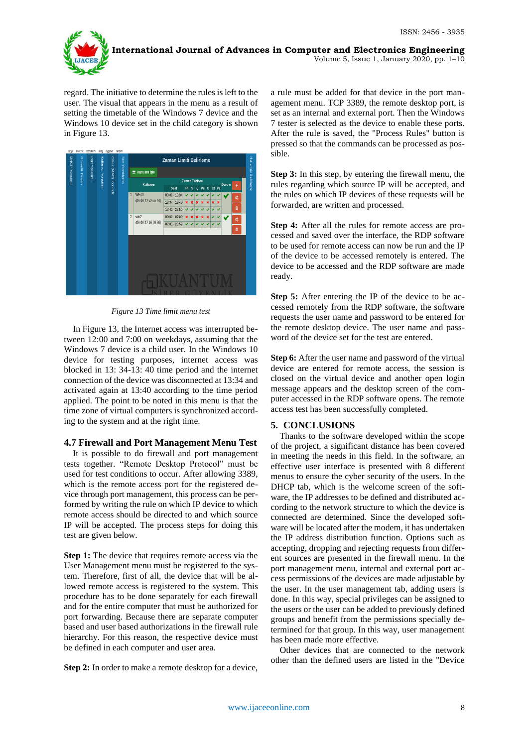regard. The initiative to determine the rules is left to the user. The visual that appears in the menu as a result of setting the timetable of the Windows 7 device and the Windows 10 device set in the child category is shown in Figure 13.

*Figure 13 Time limit menu test*

In Figure 13, the Internet access was interrupted between 12:00 and 7:00 on weekdays, assuming that the Windows 7 device is a child user. In the Windows 10 device for testing purposes, internet access was blocked in 13: 34-13: 40 time period and the internet connection of the device was disconnected at 13:34 and activated again at 13:40 according to the time period applied. The point to be noted in this menu is that the time zone of virtual computers is synchronized according to the system and at the right time.

### 4.7 Firewall and Port Management Menu Test

It is possible to do firewall and port management tests together. "Remote Desktop Protocol" must be used for test conditions to occur. After allowing 3389, which is the remote access port for the registered device through port management, this process can be performed by writing the rule on which IP device to which remote access should be directed to and which source IP will be accepted. The process steps for doing this test are given below.

**Step 1:** The device that requires remote access via the User Management menu must be registered to the system. Therefore, first of all, the device that will be allowed remote access is registered to the system. This procedure has to be done separately for each firewall and for the entire computer that must be authorized for port forwarding. Because there are separate computer based and user based authorizations in the firewall rule hierarchy. For this reason, the respective device must be defined in each computer and user area.

**Step 2:** In order to make a remote desktop for a device, a rule must be added for that device in the port management menu. TCP 3389, the remote desktop port, is set as an internal and external port. Then the Windows 7 tester is selected as the device to enable these ports. After the rule is saved, the "Process Rules" button is pressed so that the commands can be processed as possible.

**Step 3:** In this step, by entering the firewall menu, the rules regarding which source IP will be accepted, and the rules on which IP devices of these requests will be forwarded, are written and processed.

**Step 4:** After all the rules for remote access are processed and saved over the interface, the RDP software to be used for remote access can now be run and the IP of the device to be accessed remotely is entered. The device to be accessed and the RDP software are made ready.

**Step 5:** After entering the IP of the device to be accessed remotely from the RDP software, the software requests the user name and password to be entered for the remote desktop device. The user name and password of the device set for the test are entered.

**Step 6:** After the user name and password of the virtual device are entered for remote access, the session is closed on the virtual device and another open login message appears and the desktop screen of the computer accessed in the RDP software opens. The remote access test has been successfully completed.

## 5. CONCLUSIONS

Thanks to the software developed within the scope of the project, a significant distance has been covered in meeting the needs in this field. In the software, an effective user interface is presented with 8 different menus to ensure the cyber security of the users. In the DHCP tab, which is the welcome screen of the software, the IP addresses to be defined and distributed according to the network structure to which the device is connected are determined. Since the developed software will be located after the modem, it has undertaken the IP address distribution function. Options such as accepting, dropping and rejecting requests from different sources are presented in the firewall menu. In the port management menu, internal and external port access permissions of the devices are made adjustable by the user. In the user management tab, adding users is done. In this way, special privileges can be assigned to the users or the user can be added to previously defined groups and benefit from the permissions specially determined for that group. In this way, user management has been made more effective.

Other devices that are connected to the network other than the defined users are listed in the "Device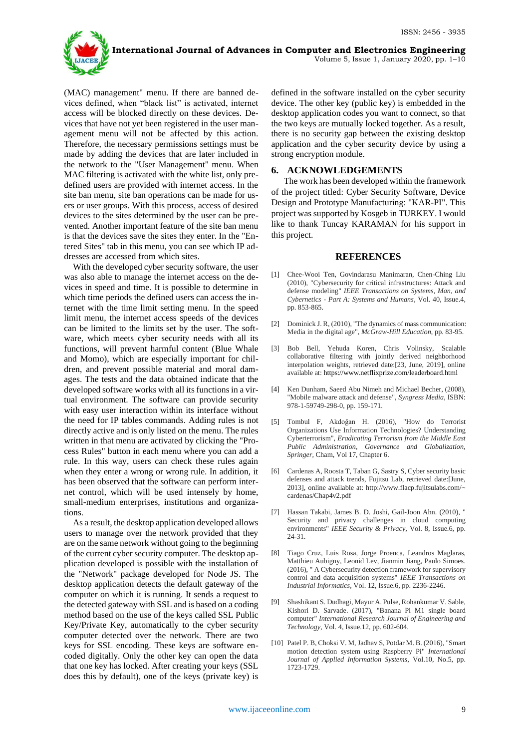(MAC) management" menu. If there are banned devices defined, when "black list" is activated, internet access will be blocked directly on these devices. Devices that have not yet been registered in the user management menu will not be affected by this action. Therefore, the necessary permissions settings must be made by adding the devices that are later included in the network to the "User Management" menu. When MAC filtering is activated with the white list, only predefined users are provided with internet access. In the site ban menu, site ban operations can be made for users or user groups. With this process, access of desired devices to the sites determined by the user can be prevented. Another important feature of the site ban menu is that the devices save the sites they enter. In the "Entered Sites" tab in this menu, you can see which IP addresses are accessed from which sites.

With the developed cyber security software, the user was also able to manage the internet access on the devices in speed and time. It is possible to determine in which time periods the defined users can access the internet with the time limit setting menu. In the speed limit menu, the internet access speeds of the devices can be limited to the limits set by the user. The software, which meets cyber security needs with all its functions, will prevent harmful content (Blue Whale and Momo), which are especially important for children, and prevent possible material and moral damages. The tests and the data obtained indicate that the developed software works with all its functions in a virtual environment. The software can provide security with easy user interaction within its interface without the need for IP tables commands. Adding rules is not directly active and is only listed on the menu. The rules written in that menu are activated by clicking the "Process Rules" button in each menu where you can add a rule. In this way, users can check these rules again when they enter a wrong or wrong rule. In addition, it has been observed that the software can perform internet control, which will be used intensely by home, small-medium enterprises, institutions and organizations.

As a result, the desktop application developed allows users to manage over the network provided that they are on the same network without going to the beginning of the current cyber security computer. The desktop application developed is possible with the installation of the "Network" package developed for Node JS. The desktop application detects the default gateway of the computer on which it is running. It sends a request to the detected gateway with SSL and is based on a coding method based on the use of the keys called SSL Public Key/Private Key, automatically to the cyber security computer detected over the network. There are two keys for SSL encoding. These keys are software encoded digitally. Only the other key can open the data that one key has locked. After creating your keys (SSL does this by default), one of the keys (private key) is defined in the software installed on the cyber security device. The other key (public key) is embedded in the desktop application codes you want to connect, so that the two keys are mutually locked together. As a result, there is no security gap between the existing desktop application and the cyber security device by using a strong encryption module.

## 6. ACKNOWLEDGEMENTS

The work has been developed within the framework of the project titled: Cyber Security Software, Device Design and Prototype Manufacturing: "KAR-PI". This project was supported by Kosgeb in TURKEY. I would like to thank Tuncay KARAMAN for his support in this project.

## REFERENCES

[1] Chee-Wooi Ten, Govindarasu Manimaran, Chen-Ching Liu (2010), "Cybersecurity for critical infrastructures: Attack and defense modeling" *IEEE Transactions on Systems, Man, and Cybernetics - Part A: Systems and Humans*, Vol. 40, Issue.4, pp. 853-865.

[2] Dominick J. R, (2010), "The dynamics of mass communication: Media in the digital age", *McGraw-Hill Education*, pp. 83-95.

[3] Bob Bell, Yehuda Koren, Chris Volinsky, Scalable collaborative filtering with jointly derived neighborhood interpolation weights, retrieved date:[23, June, 2019], online available at: https://www.netflixprize.com/leaderboard.html

[4] Ken Dunham, Saeed Abu Nimeh and Michael Becher, (2008), "Mobile malware attack and defense", *Syngress Media*, ISBN: 978-1-59749-298-0, pp. 159-171.

[5] Tombul F, Akdoğan H. (2016), "How do Terrorist Organizations Use Information Technologies? Understanding Cyberterrorism", *Eradicating Terrorism from the Middle East Public Administration, Governance and Globalization, Springer*, Cham, Vol 17, Chapter 6.

[6] Cardenas A, Roosta T, Taban G, Sastry S, Cyber security basic defenses and attack trends, Fujitsu Lab, retrieved date:[June, 2013], online available at: http://www.flacp.fujitsulabs.com/~cardenas/Chap4v2.pdf

[7] Hassan Takabi, James B. D. Joshi, Gail-Joon Ahn. (2010), " Security and privacy challenges in cloud computing environments" *IEEE Security & Privacy*, Vol. 8, Issue.6, pp. 24-31.

[8] Tiago Cruz, Luis Rosa, Jorge Proenca, Leandros Maglaras, Matthieu Aubigny, Leonid Lev, Jianmin Jiang, Paulo Simoes. (2016), " A Cybersecurity detection framework for supervisory control and data acquisition systems" *IEEE Transactions on Industrial Informatics*, Vol. 12, Issue.6, pp. 2236-2246.

[9] Shashikant S. Dudhagi, Mayur A. Pulse, Rohankumar V. Sable, Kishori D. Sarvade. (2017), "Banana Pi M1 single board computer" *International Research Journal of Engineering and Technology*, Vol. 4, Issue.12, pp. 602-604.

[10] Patel P. B, Choksi V. M, Jadhav S, Potdar M. B. (2016), "Smart motion detection system using Raspberry Pi" *International Journal of Applied Information Systems*, Vol.10, No.5, pp. 1723-1729.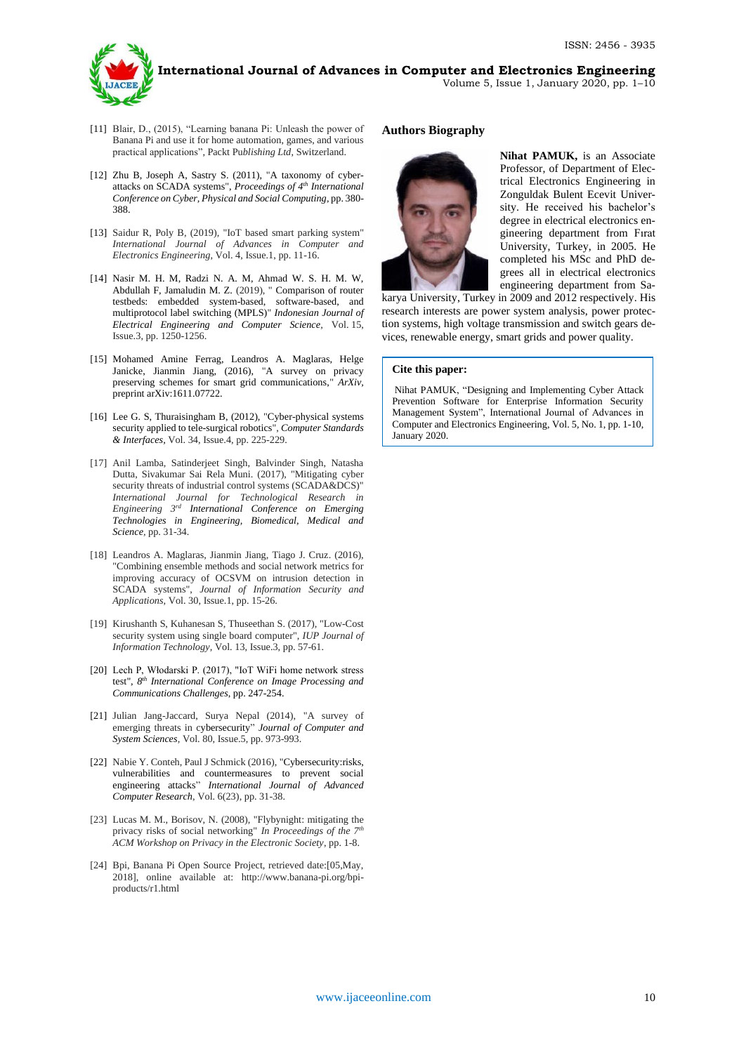[11] Blair, D., (2015), “Learning banana Pi: Unleash the power of Banana Pi and use it for home automation, games, and various practical applications”, Packt Pu*blishing Ltd*, Switzerland.

[12] Zhu B, Joseph A, Sastry S. (2011), "A taxonomy of cyber-attacks on SCADA systems", *Proceedings of 4th International Conference on Cyber, Physical and Social Computing*, pp. 380-388.

[13] Saidur R, Poly B, (2019), "IoT based smart parking system" *International Journal of Advances in Computer and Electronics Engineering,* Vol. 4, Issue.1, pp. 11-16.

[14] Nasir M. H. M, Radzi N. A. M, Ahmad W. S. H. M. W, Abdullah F, Jamaludin M. Z. (2019), " Comparison of router testbeds: embedded system-based, software-based, and multiprotocol label switching (MPLS)" *Indonesian Journal of Electrical Engineering and Computer Science,* Vol. 15, Issue.3, pp. 1250-1256.

[15] Mohamed Amine Ferrag, Leandros A. Maglaras, Helge Janicke, Jianmin Jiang, (2016), "A survey on privacy preserving schemes for smart grid communications," *ArXiv*, preprint arXiv:1611.07722.

[16] Lee G. S, Thuraisingham B, (2012), "Cyber-physical systems security applied to tele-surgical robotics", *Computer Standards & Interfaces*, Vol. 34, Issue.4, pp. 225-229.

[17] Anil Lamba, Satinderjeet Singh, Balvinder Singh, Natasha Dutta, Sivakumar Sai Rela Muni. (2017), "Mitigating cyber security threats of industrial control systems (SCADA&DCS)" *International Journal for Technological Research in Engineering 3rd International Conference on Emerging Technologies in Engineering, Biomedical, Medical and Science,* pp. 31-34.

[18] Leandros A. Maglaras, Jianmin Jiang, Tiago J. Cruz. (2016), "Combining ensemble methods and social network metrics for improving accuracy of OCSVM on intrusion detection in SCADA systems", *Journal of Information Security and Applications,* Vol. 30, Issue.1, pp. 15-26.

[19] Kirushanth S, Kuhanesan S, Thuseethan S. (2017), "Low-Cost security system using single board computer", *IUP Journal of Information Technology*, Vol. 13, Issue.3, pp. 57-61.

[20] Lech P, Wlodarski P. (2017), "IoT WiFi home network stress test", *8th International Conference on Image Processing and Communications Challenges*, pp. 247-254.

[21] Julian Jang-Jaccard, Surya Nepal (2014), "A survey of emerging threats in cybersecurity" *Journal of Computer and System Sciences*, Vol. 80, Issue.5, pp. 973-993.

[22] Nabie Y. Conteh, Paul J Schmick (2016), "Cybersecurity:risks, vulnerabilities and countermeasures to prevent social engineering attacks" *International Journal of Advanced Computer Research,* Vol. 6(23), pp. 31-38.

[23] Lucas M. M., Borisov, N. (2008), "Flybynight: mitigating the privacy risks of social networking" *In Proceedings of the 7th ACM Workshop on Privacy in the Electronic Society*, pp. 1-8.

[24] Bpi, Banana Pi Open Source Project, retrieved date:[05,May, 2018], online available at: http://www.banana-pi.org/bpi-products/r1.html

## Authors Biography

**Nihat PAMUK,** is an Associate Professor, of Department of Electrical Electronics Engineering in Zonguldak Bulent Ecevit University. He received his bachelor's degree in electrical electronics engineering department from Fırat University, Turkey, in 2005. He completed his MSc and PhD degrees all in electrical electronics engineering department from Sakarya University, Turkey in 2009 and 2012 respectively. His research interests are power system analysis, power protection systems, high voltage transmission and switch gears devices, renewable energy, smart grids and power quality.

**Cite this paper:**

Nihat PAMUK, “Designing and Implementing Cyber Attack Prevention Software for Enterprise Information Security Management System”, International Journal of Advances in Computer and Electronics Engineering, Vol. 5, No. 1, pp. 1-10, January 2020.